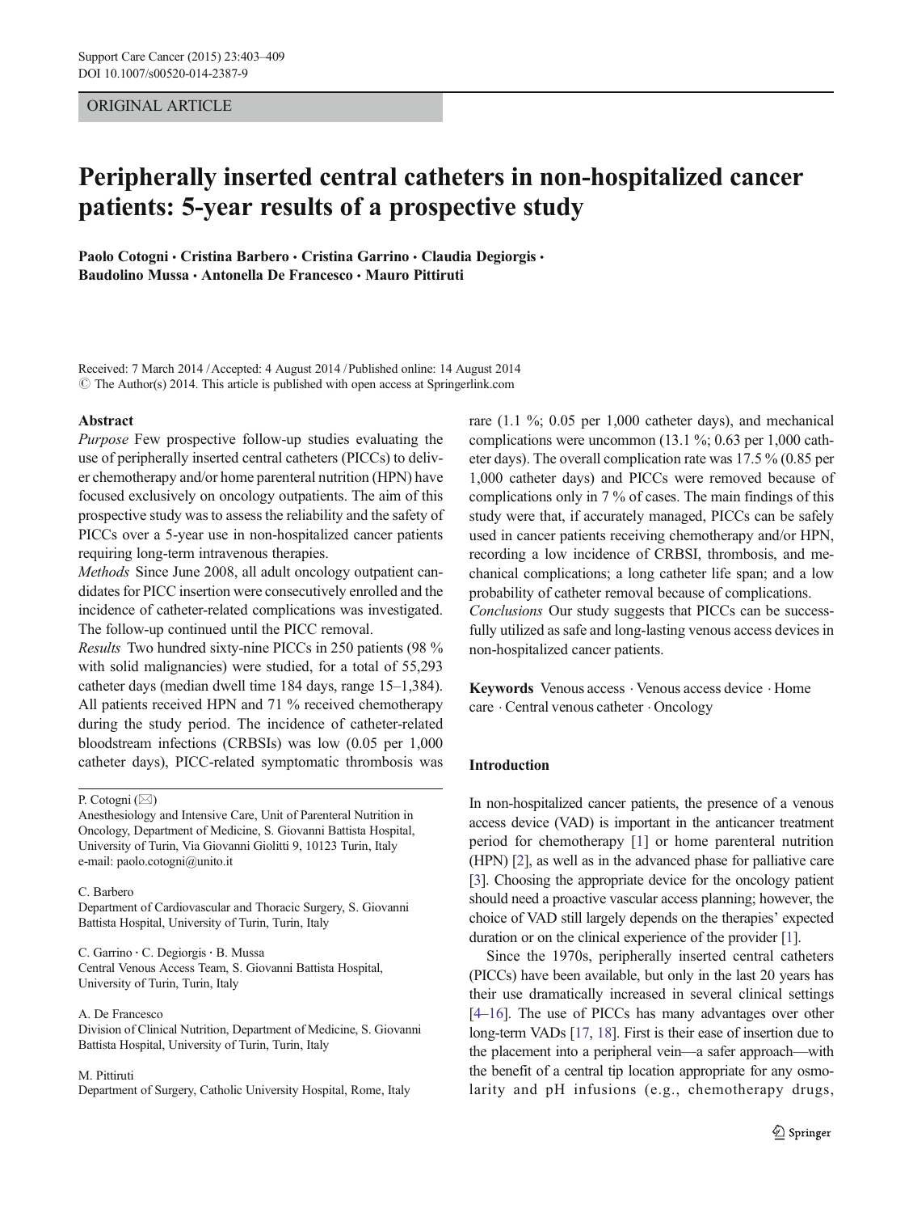ORIGINAL ARTICLE

# Peripherally inserted central catheters in non-hospitalized cancer patients: 5-year results of a prospective study

**Paolo Cotogni · Cristina Barbero · Cristina Garrino · Claudia Degiorgis · Baudolino Mussa · Antonella De Francesco · Mauro Pittiruti**

Received: 7 March 2014 / Accepted: 4 August 2014 / Published online: 14 August 2014
© The Author(s) 2014. This article is published with open access at Springerlink.com

**Abstract**

*Purpose* Few prospective follow-up studies evaluating the use of peripherally inserted central catheters (PICCs) to deliver chemotherapy and/or home parenteral nutrition (HPN) have focused exclusively on oncology outpatients. The aim of this prospective study was to assess the reliability and the safety of PICCs over a 5-year use in non-hospitalized cancer patients requiring long-term intravenous therapies.

*Methods* Since June 2008, all adult oncology outpatient candidates for PICC insertion were consecutively enrolled and the incidence of catheter-related complications was investigated. The follow-up continued until the PICC removal.

*Results* Two hundred sixty-nine PICCs in 250 patients (98 % with solid malignancies) were studied, for a total of 55,293 catheter days (median dwell time 184 days, range 15–1,384). All patients received HPN and 71 % received chemotherapy during the study period. The incidence of catheter-related bloodstream infections (CRBSIs) was low (0.05 per 1,000 catheter days), PICC-related symptomatic thrombosis was rare (1.1 %; 0.05 per 1,000 catheter days), and mechanical complications were uncommon (13.1 %; 0.63 per 1,000 catheter days). The overall complication rate was 17.5 % (0.85 per 1,000 catheter days) and PICCs were removed because of complications only in 7 % of cases. The main findings of this study were that, if accurately managed, PICCs can be safely used in cancer patients receiving chemotherapy and/or HPN, recording a low incidence of CRBSI, thrombosis, and mechanical complications; a long catheter life span; and a low probability of catheter removal because of complications.

*Conclusions* Our study suggests that PICCs can be successfully utilized as safe and long-lasting venous access devices in non-hospitalized cancer patients.

**Keywords** Venous access · Venous access device · Home care · Central venous catheter · Oncology

P. Cotogni (✉)
Anesthesiology and Intensive Care, Unit of Parenteral Nutrition in Oncology, Department of Medicine, S. Giovanni Battista Hospital, University of Turin, Via Giovanni Giolitti 9, 10123 Turin, Italy
e-mail: paolo.cotogni@unito.it

C. Barbero
Department of Cardiovascular and Thoracic Surgery, S. Giovanni Battista Hospital, University of Turin, Turin, Italy

C. Garrino · C. Degiorgis · B. Mussa
Central Venous Access Team, S. Giovanni Battista Hospital, University of Turin, Turin, Italy

A. De Francesco
Division of Clinical Nutrition, Department of Medicine, S. Giovanni Battista Hospital, University of Turin, Turin, Italy

M. Pittiruti
Department of Surgery, Catholic University Hospital, Rome, Italy

## Introduction

In non-hospitalized cancer patients, the presence of a venous access device (VAD) is important in the anticancer treatment period for chemotherapy [1] or home parenteral nutrition (HPN) [2], as well as in the advanced phase for palliative care [3]. Choosing the appropriate device for the oncology patient should need a proactive vascular access planning; however, the choice of VAD still largely depends on the therapies' expected duration or on the clinical experience of the provider [1].

Since the 1970s, peripherally inserted central catheters (PICCs) have been available, but only in the last 20 years has their use dramatically increased in several clinical settings [4–16]. The use of PICCs has many advantages over other long-term VADs [17, 18]. First is their ease of insertion due to the placement into a peripheral vein—a safer approach—with the benefit of a central tip location appropriate for any osmolarity and pH infusions (e.g., chemotherapy drugs,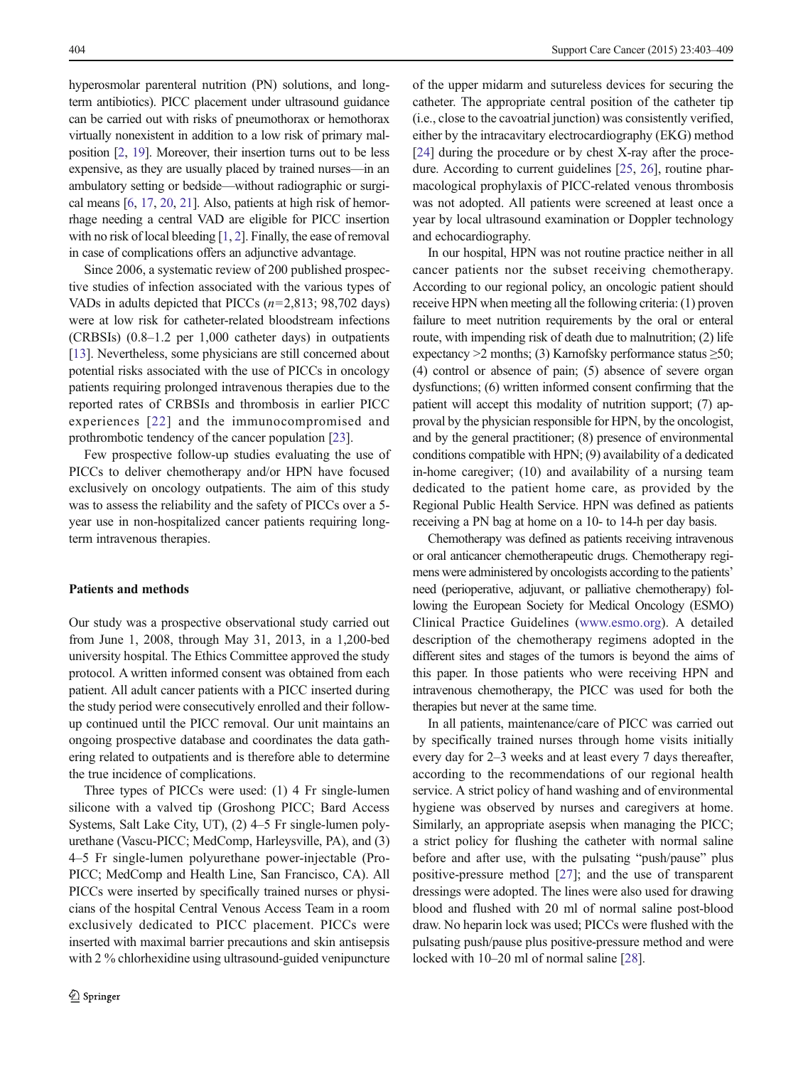hyperosmolar parenteral nutrition (PN) solutions, and long-term antibiotics). PICC placement under ultrasound guidance can be carried out with risks of pneumothorax or hemothorax virtually nonexistent in addition to a low risk of primary malposition [2, 19]. Moreover, their insertion turns out to be less expensive, as they are usually placed by trained nurses—in an ambulatory setting or bedside—without radiographic or surgical means [6, 17, 20, 21]. Also, patients at high risk of hemorrhage needing a central VAD are eligible for PICC insertion with no risk of local bleeding [1, 2]. Finally, the ease of removal in case of complications offers an adjunctive advantage.

Since 2006, a systematic review of 200 published prospective studies of infection associated with the various types of VADs in adults depicted that PICCs ($n$=2,813; 98,702 days) were at low risk for catheter-related bloodstream infections (CRBSIs) (0.8–1.2 per 1,000 catheter days) in outpatients [13]. Nevertheless, some physicians are still concerned about potential risks associated with the use of PICCs in oncology patients requiring prolonged intravenous therapies due to the reported rates of CRBSIs and thrombosis in earlier PICC experiences [22] and the immunocompromised and prothrombotic tendency of the cancer population [23].

Few prospective follow-up studies evaluating the use of PICCs to deliver chemotherapy and/or HPN have focused exclusively on oncology outpatients. The aim of this study was to assess the reliability and the safety of PICCs over a 5-year use in non-hospitalized cancer patients requiring long-term intravenous therapies.

## Patients and methods

Our study was a prospective observational study carried out from June 1, 2008, through May 31, 2013, in a 1,200-bed university hospital. The Ethics Committee approved the study protocol. A written informed consent was obtained from each patient. All adult cancer patients with a PICC inserted during the study period were consecutively enrolled and their follow-up continued until the PICC removal. Our unit maintains an ongoing prospective database and coordinates the data gathering related to outpatients and is therefore able to determine the true incidence of complications.

Three types of PICCs were used: (1) 4 Fr single-lumen silicone with a valved tip (Groshong PICC; Bard Access Systems, Salt Lake City, UT), (2) 4–5 Fr single-lumen polyurethane (Vascu-PICC; MedComp, Harleysville, PA), and (3) 4–5 Fr single-lumen polyurethane power-injectable (Pro-PICC; MedComp and Health Line, San Francisco, CA). All PICCs were inserted by specifically trained nurses or physicians of the hospital Central Venous Access Team in a room exclusively dedicated to PICC placement. PICCs were inserted with maximal barrier precautions and skin antisepsis with 2 % chlorhexidine using ultrasound-guided venipuncture of the upper midarm and sutureless devices for securing the catheter. The appropriate central position of the catheter tip (i.e., close to the cavoatrial junction) was consistently verified, either by the intracavitary electrocardiography (EKG) method [24] during the procedure or by chest X-ray after the procedure. According to current guidelines [25, 26], routine pharmacological prophylaxis of PICC-related venous thrombosis was not adopted. All patients were screened at least once a year by local ultrasound examination or Doppler technology and echocardiography.

In our hospital, HPN was not routine practice neither in all cancer patients nor the subset receiving chemotherapy. According to our regional policy, an oncologic patient should receive HPN when meeting all the following criteria: (1) proven failure to meet nutrition requirements by the oral or enteral route, with impending risk of death due to malnutrition; (2) life expectancy >2 months; (3) Karnofsky performance status ≥50; (4) control or absence of pain; (5) absence of severe organ dysfunctions; (6) written informed consent confirming that the patient will accept this modality of nutrition support; (7) approval by the physician responsible for HPN, by the oncologist, and by the general practitioner; (8) presence of environmental conditions compatible with HPN; (9) availability of a dedicated in-home caregiver; (10) and availability of a nursing team dedicated to the patient home care, as provided by the Regional Public Health Service. HPN was defined as patients receiving a PN bag at home on a 10- to 14-h per day basis.

Chemotherapy was defined as patients receiving intravenous or oral anticancer chemotherapeutic drugs. Chemotherapy regimens were administered by oncologists according to the patients' need (perioperative, adjuvant, or palliative chemotherapy) following the European Society for Medical Oncology (ESMO) Clinical Practice Guidelines (www.esmo.org). A detailed description of the chemotherapy regimens adopted in the different sites and stages of the tumors is beyond the aims of this paper. In those patients who were receiving HPN and intravenous chemotherapy, the PICC was used for both the therapies but never at the same time.

In all patients, maintenance/care of PICC was carried out by specifically trained nurses through home visits initially every day for 2–3 weeks and at least every 7 days thereafter, according to the recommendations of our regional health service. A strict policy of hand washing and of environmental hygiene was observed by nurses and caregivers at home. Similarly, an appropriate asepsis when managing the PICC; a strict policy for flushing the catheter with normal saline before and after use, with the pulsating "push/pause" plus positive-pressure method [27]; and the use of transparent dressings were adopted. The lines were also used for drawing blood and flushed with 20 ml of normal saline post-blood draw. No heparin lock was used; PICCs were flushed with the pulsating push/pause plus positive-pressure method and were locked with 10–20 ml of normal saline [28].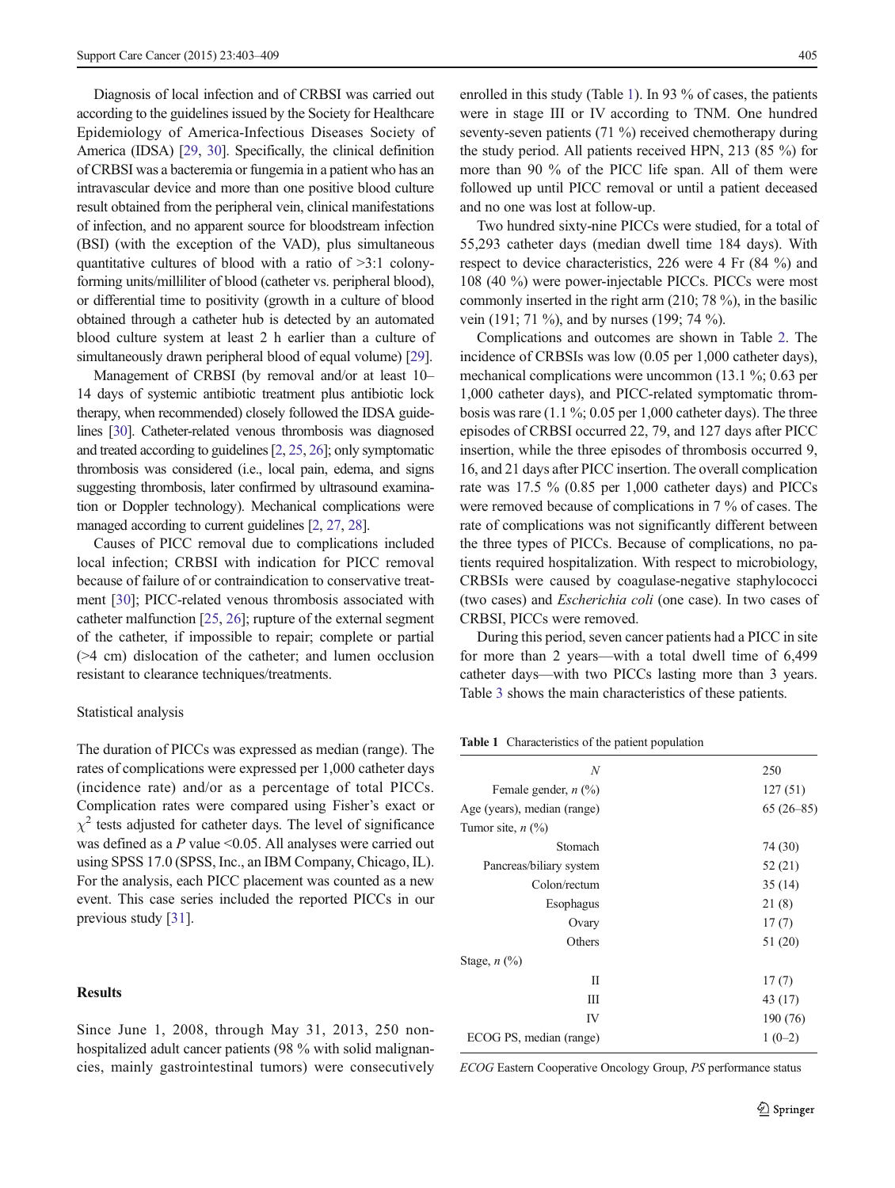Diagnosis of local infection and of CRBSI was carried out according to the guidelines issued by the Society for Healthcare Epidemiology of America-Infectious Diseases Society of America (IDSA) [29, 30]. Specifically, the clinical definition of CRBSI was a bacteremia or fungemia in a patient who has an intravascular device and more than one positive blood culture result obtained from the peripheral vein, clinical manifestations of infection, and no apparent source for bloodstream infection (BSI) (with the exception of the VAD), plus simultaneous quantitative cultures of blood with a ratio of >3:1 colony-forming units/milliliter of blood (catheter vs. peripheral blood), or differential time to positivity (growth in a culture of blood obtained through a catheter hub is detected by an automated blood culture system at least 2 h earlier than a culture of simultaneously drawn peripheral blood of equal volume) [29].

Management of CRBSI (by removal and/or at least 10–14 days of systemic antibiotic treatment plus antibiotic lock therapy, when recommended) closely followed the IDSA guidelines [30]. Catheter-related venous thrombosis was diagnosed and treated according to guidelines [2, 25, 26]; only symptomatic thrombosis was considered (i.e., local pain, edema, and signs suggesting thrombosis, later confirmed by ultrasound examination or Doppler technology). Mechanical complications were managed according to current guidelines [2, 27, 28].

Causes of PICC removal due to complications included local infection; CRBSI with indication for PICC removal because of failure of or contraindication to conservative treatment [30]; PICC-related venous thrombosis associated with catheter malfunction [25, 26]; rupture of the external segment of the catheter, if impossible to repair; complete or partial (>4 cm) dislocation of the catheter; and lumen occlusion resistant to clearance techniques/treatments.

## Statistical analysis

The duration of PICCs was expressed as median (range). The rates of complications were expressed per 1,000 catheter days (incidence rate) and/or as a percentage of total PICCs. Complication rates were compared using Fisher's exact or $\chi^2$ tests adjusted for catheter days. The level of significance was defined as a $P$ value <0.05. All analyses were carried out using SPSS 17.0 (SPSS, Inc., an IBM Company, Chicago, IL). For the analysis, each PICC placement was counted as a new event. This case series included the reported PICCs in our previous study [31].

## Results

Since June 1, 2008, through May 31, 2013, 250 non-hospitalized adult cancer patients (98 % with solid malignancies, mainly gastrointestinal tumors) were consecutively enrolled in this study (Table 1). In 93 % of cases, the patients were in stage III or IV according to TNM. One hundred seventy-seven patients (71 %) received chemotherapy during the study period. All patients received HPN, 213 (85 %) for more than 90 % of the PICC life span. All of them were followed up until PICC removal or until a patient deceased and no one was lost at follow-up.

Two hundred sixty-nine PICCs were studied, for a total of 55,293 catheter days (median dwell time 184 days). With respect to device characteristics, 226 were 4 Fr (84 %) and 108 (40 %) were power-injectable PICCs. PICCs were most commonly inserted in the right arm (210; 78 %), in the basilic vein (191; 71 %), and by nurses (199; 74 %).

Complications and outcomes are shown in Table 2. The incidence of CRBSIs was low (0.05 per 1,000 catheter days), mechanical complications were uncommon (13.1 %; 0.63 per 1,000 catheter days), and PICC-related symptomatic thrombosis was rare (1.1 %; 0.05 per 1,000 catheter days). The three episodes of CRBSI occurred 22, 79, and 127 days after PICC insertion, while the three episodes of thrombosis occurred 9, 16, and 21 days after PICC insertion. The overall complication rate was 17.5 % (0.85 per 1,000 catheter days) and PICCs were removed because of complications in 7 % of cases. The rate of complications was not significantly different between the three types of PICCs. Because of complications, no patients required hospitalization. With respect to microbiology, CRBSIs were caused by coagulase-negative staphylococci (two cases) and *Escherichia coli* (one case). In two cases of CRBSI, PICCs were removed.

During this period, seven cancer patients had a PICC in site for more than 2 years—with a total dwell time of 6,499 catheter days—with two PICCs lasting more than 3 years. Table 3 shows the main characteristics of these patients.

**Table 1** Characteristics of the patient population

| *N* | 250 |
|---|---|
| Female gender, *n* (%) | 127 (51) |
| Age (years), median (range) | 65 (26–85) |
| Tumor site, *n* (%) | |
| Stomach | 74 (30) |
| Pancreas/biliary system | 52 (21) |
| Colon/rectum | 35 (14) |
| Esophagus | 21 (8) |
| Ovary | 17 (7) |
| Others | 51 (20) |
| Stage, *n* (%) | |
| II | 17 (7) |
| III | 43 (17) |
| IV | 190 (76) |
| ECOG PS, median (range) | 1 (0–2) |

*ECOG* Eastern Cooperative Oncology Group, *PS* performance status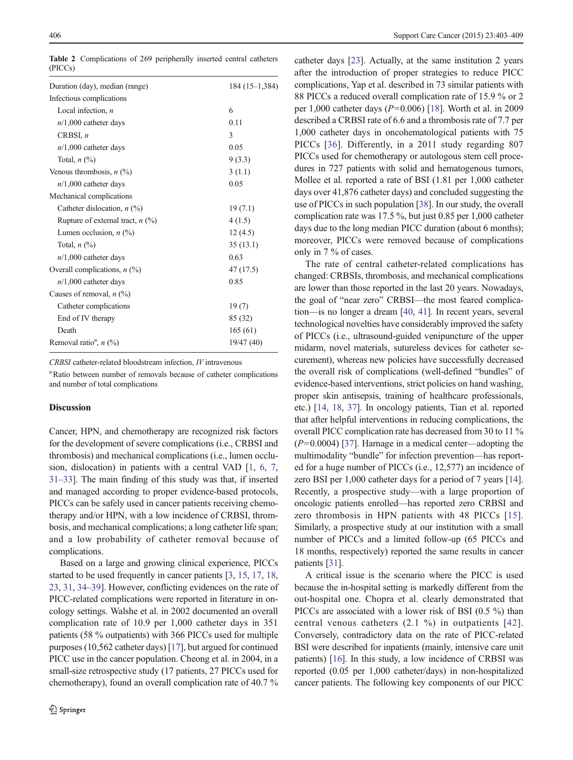**Table 2** Complications of 269 peripherally inserted central catheters (PICCs)

| | |
|---|---|
| Duration (day), median (range) | 184 (15–1,384) |
| Infectious complications | |
| Local infection, *n* | 6 |
| *n*/1,000 catheter days | 0.11 |
| CRBSI, *n* | 3 |
| *n*/1,000 catheter days | 0.05 |
| Total, *n* (%) | 9 (3.3) |
| Venous thrombosis, *n* (%) | 3 (1.1) |
| *n*/1,000 catheter days | 0.05 |
| Mechanical complications | |
| Catheter dislocation, *n* (%) | 19 (7.1) |
| Rupture of external tract, *n* (%) | 4 (1.5) |
| Lumen occlusion, *n* (%) | 12 (4.5) |
| Total, *n* (%) | 35 (13.1) |
| *n*/1,000 catheter days | 0.63 |
| Overall complications, *n* (%) | 47 (17.5) |
| *n*/1,000 catheter days | 0.85 |
| Causes of removal, *n* (%) | |
| Catheter complications | 19 (7) |
| End of IV therapy | 85 (32) |
| Death | 165 (61) |
| Removal ratio[a], *n* (%) | 19/47 (40) |

*CRBSI* catheter-related bloodstream infection, *IV* intravenous

[a] Ratio between number of removals because of catheter complications and number of total complications

## Discussion

Cancer, HPN, and chemotherapy are recognized risk factors for the development of severe complications (i.e., CRBSI and thrombosis) and mechanical complications (i.e., lumen occlusion, dislocation) in patients with a central VAD [1, 6, 7, 31–33]. The main finding of this study was that, if inserted and managed according to proper evidence-based protocols, PICCs can be safely used in cancer patients receiving chemotherapy and/or HPN, with a low incidence of CRBSI, thrombosis, and mechanical complications; a long catheter life span; and a low probability of catheter removal because of complications.

Based on a large and growing clinical experience, PICCs started to be used frequently in cancer patients [3, 15, 17, 18, 23, 31, 34–39]. However, conflicting evidences on the rate of PICC-related complications were reported in literature in oncology settings. Walshe et al. in 2002 documented an overall complication rate of 10.9 per 1,000 catheter days in 351 patients (58 % outpatients) with 366 PICCs used for multiple purposes (10,562 catheter days) [17], but argued for continued PICC use in the cancer population. Cheong et al. in 2004, in a small-size retrospective study (17 patients, 27 PICCs used for chemotherapy), found an overall complication rate of 40.7 % catheter days [23]. Actually, at the same institution 2 years after the introduction of proper strategies to reduce PICC complications, Yap et al. described in 73 similar patients with 88 PICCs a reduced overall complication rate of 15.9 % or 2 per 1,000 catheter days ($P=0.006$) [18]. Worth et al. in 2009 described a CRBSI rate of 6.6 and a thrombosis rate of 7.7 per 1,000 catheter days in oncohematological patients with 75 PICCs [36]. Differently, in a 2011 study regarding 807 PICCs used for chemotherapy or autologous stem cell procedures in 727 patients with solid and hematogenous tumors, Mollee et al. reported a rate of BSI (1.81 per 1,000 catheter days over 41,876 catheter days) and concluded suggesting the use of PICCs in such population [38]. In our study, the overall complication rate was 17.5 %, but just 0.85 per 1,000 catheter days due to the long median PICC duration (about 6 months); moreover, PICCs were removed because of complications only in 7 % of cases.

The rate of central catheter-related complications has changed: CRBSIs, thrombosis, and mechanical complications are lower than those reported in the last 20 years. Nowadays, the goal of "near zero" CRBSI—the most feared complication—is no longer a dream [40, 41]. In recent years, several technological novelties have considerably improved the safety of PICCs (i.e., ultrasound-guided venipuncture of the upper midarm, novel materials, sutureless devices for catheter securement), whereas new policies have successfully decreased the overall risk of complications (well-defined "bundles" of evidence-based interventions, strict policies on hand washing, proper skin antisepsis, training of healthcare professionals, etc.) [14, 18, 37]. In oncology patients, Tian et al. reported that after helpful interventions in reducing complications, the overall PICC complication rate has decreased from 30 to 11 % ($P=0.0004$) [37]. Harnage in a medical center—adopting the multimodality "bundle" for infection prevention—has reported for a huge number of PICCs (i.e., 12,577) an incidence of zero BSI per 1,000 catheter days for a period of 7 years [14]. Recently, a prospective study—with a large proportion of oncologic patients enrolled—has reported zero CRBSI and zero thrombosis in HPN patients with 48 PICCs [15]. Similarly, a prospective study at our institution with a small number of PICCs and a limited follow-up (65 PICCs and 18 months, respectively) reported the same results in cancer patients [31].

A critical issue is the scenario where the PICC is used because the in-hospital setting is markedly different from the out-hospital one. Chopra et al. clearly demonstrated that PICCs are associated with a lower risk of BSI (0.5 %) than central venous catheters (2.1 %) in outpatients [42]. Conversely, contradictory data on the rate of PICC-related BSI were described for inpatients (mainly, intensive care unit patients) [16]. In this study, a low incidence of CRBSI was reported (0.05 per 1,000 catheter/days) in non-hospitalized cancer patients. The following key components of our PICC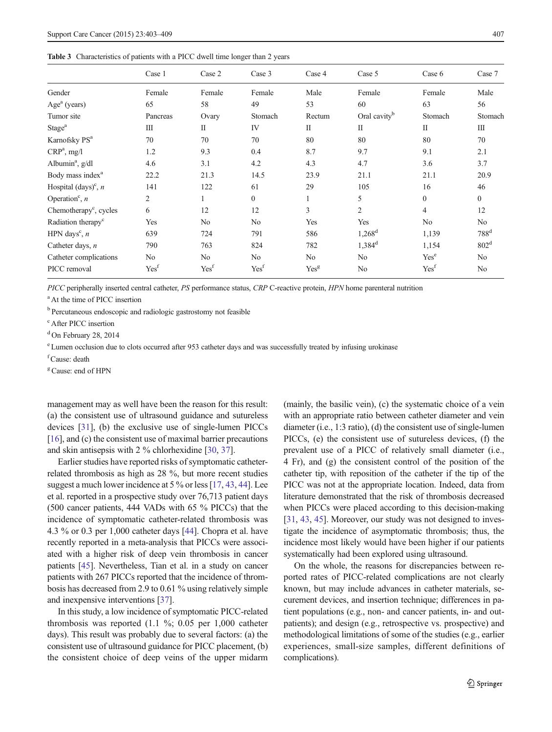**Table 3** Characteristics of patients with a PICC dwell time longer than 2 years

| | Case 1 | Case 2 | Case 3 | Case 4 | Case 5 | Case 6 | Case 7 |
|---|---|---|---|---|---|---|---|
| Gender | Female | Female | Female | Male | Female | Female | Male |
| Age[a] (years) | 65 | 58 | 49 | 53 | 60 | 63 | 56 |
| Tumor site | Pancreas | Ovary | Stomach | Rectum | Oral cavity[b] | Stomach | Stomach |
| Stage[a] | III | II | IV | II | II | II | III |
| Karnofsky PS[a] | 70 | 70 | 70 | 80 | 80 | 80 | 70 |
| CRP[a], mg/l | 1.2 | 9.3 | 0.4 | 8.7 | 9.7 | 9.1 | 2.1 |
| Albumin[a], g/dl | 4.6 | 3.1 | 4.2 | 4.3 | 4.7 | 3.6 | 3.7 |
| Body mass index[a] | 22.2 | 21.3 | 14.5 | 23.9 | 21.1 | 21.1 | 20.9 |
| Hospital (days)[c], *n* | 141 | 122 | 61 | 29 | 105 | 16 | 46 |
| Operation[c], *n* | 2 | 1 | 0 | 1 | 5 | 0 | 0 |
| Chemotherapy[c], cycles | 6 | 12 | 12 | 3 | 2 | 4 | 12 |
| Radiation therapy[c] | Yes | No | No | Yes | Yes | No | No |
| HPN days[c], *n* | 639 | 724 | 791 | 586 | 1,268[d] | 1,139 | 788[d] |
| Catheter days, *n* | 790 | 763 | 824 | 782 | 1,384[d] | 1,154 | 802[d] |
| Catheter complications | No | No | No | No | No | Yes[e] | No |
| PICC removal | Yes[f] | Yes[f] | Yes[f] | Yes[g] | No | Yes[f] | No |

*PICC* peripherally inserted central catheter, *PS* performance status, *CRP* C-reactive protein, *HPN* home parenteral nutrition

[a] At the time of PICC insertion

[b] Percutaneous endoscopic and radiologic gastrostomy not feasible

[c] After PICC insertion

[d] On February 28, 2014

[e] Lumen occlusion due to clots occurred after 953 catheter days and was successfully treated by infusing urokinase

[f] Cause: death

[g] Cause: end of HPN

management may as well have been the reason for this result: (a) the consistent use of ultrasound guidance and sutureless devices [31], (b) the exclusive use of single-lumen PICCs [16], and (c) the consistent use of maximal barrier precautions and skin antisepsis with 2 % chlorhexidine [30, 37].

Earlier studies have reported risks of symptomatic catheter-related thrombosis as high as 28 %, but more recent studies suggest a much lower incidence at 5 % or less [17, 43, 44]. Lee et al. reported in a prospective study over 76,713 patient days (500 cancer patients, 444 VADs with 65 % PICCs) that the incidence of symptomatic catheter-related thrombosis was 4.3 % or 0.3 per 1,000 catheter days [44]. Chopra et al. have recently reported in a meta-analysis that PICCs were associated with a higher risk of deep vein thrombosis in cancer patients [45]. Nevertheless, Tian et al. in a study on cancer patients with 267 PICCs reported that the incidence of thrombosis has decreased from 2.9 to 0.61 % using relatively simple and inexpensive interventions [37].

In this study, a low incidence of symptomatic PICC-related thrombosis was reported (1.1 %; 0.05 per 1,000 catheter days). This result was probably due to several factors: (a) the consistent use of ultrasound guidance for PICC placement, (b) the consistent choice of deep veins of the upper midarm (mainly, the basilic vein), (c) the systematic choice of a vein with an appropriate ratio between catheter diameter and vein diameter (i.e., 1:3 ratio), (d) the consistent use of single-lumen PICCs, (e) the consistent use of sutureless devices, (f) the prevalent use of a PICC of relatively small diameter (i.e., 4 Fr), and (g) the consistent control of the position of the catheter tip, with reposition of the catheter if the tip of the PICC was not at the appropriate location. Indeed, data from literature demonstrated that the risk of thrombosis decreased when PICCs were placed according to this decision-making [31, 43, 45]. Moreover, our study was not designed to investigate the incidence of asymptomatic thrombosis; thus, the incidence most likely would have been higher if our patients systematically had been explored using ultrasound.

On the whole, the reasons for discrepancies between reported rates of PICC-related complications are not clearly known, but may include advances in catheter materials, securement devices, and insertion technique; differences in patient populations (e.g., non- and cancer patients, in- and outpatients); and design (e.g., retrospective vs. prospective) and methodological limitations of some of the studies (e.g., earlier experiences, small-size samples, different definitions of complications).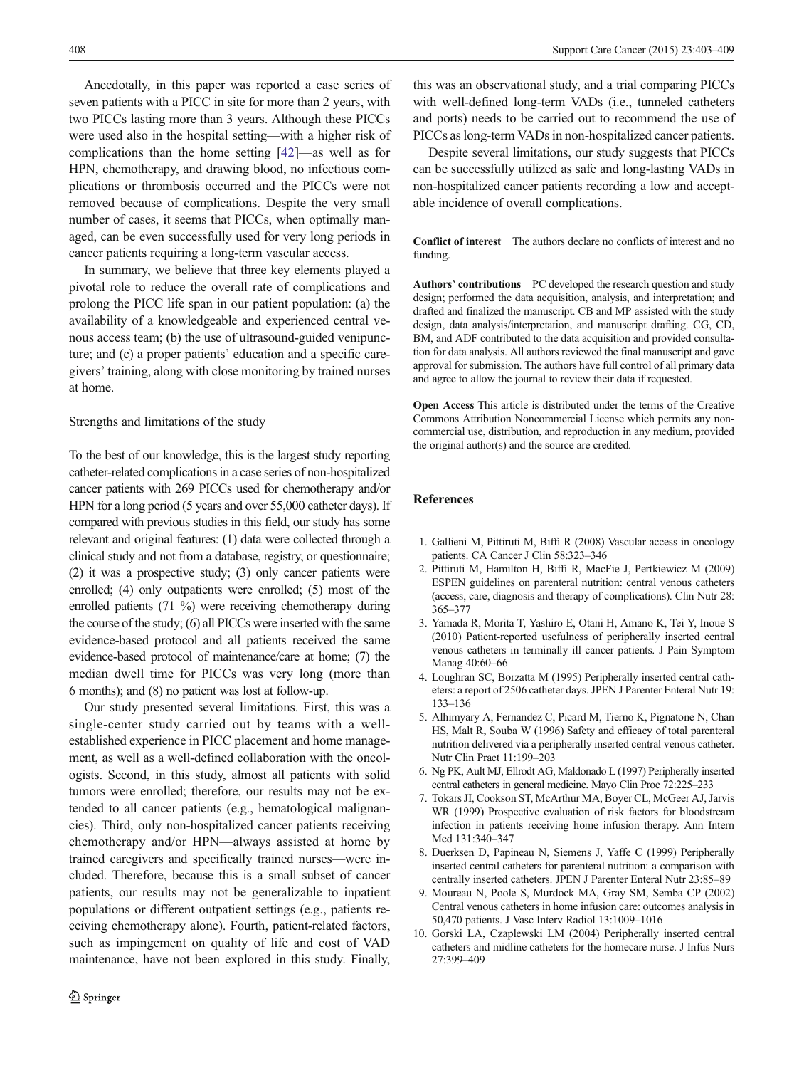Anecdotally, in this paper was reported a case series of seven patients with a PICC in site for more than 2 years, with two PICCs lasting more than 3 years. Although these PICCs were used also in the hospital setting—with a higher risk of complications than the home setting [42]—as well as for HPN, chemotherapy, and drawing blood, no infectious complications or thrombosis occurred and the PICCs were not removed because of complications. Despite the very small number of cases, it seems that PICCs, when optimally managed, can be even successfully used for very long periods in cancer patients requiring a long-term vascular access.

In summary, we believe that three key elements played a pivotal role to reduce the overall rate of complications and prolong the PICC life span in our patient population: (a) the availability of a knowledgeable and experienced central venous access team; (b) the use of ultrasound-guided venipuncture; and (c) a proper patients' education and a specific caregivers' training, along with close monitoring by trained nurses at home.

### Strengths and limitations of the study

To the best of our knowledge, this is the largest study reporting catheter-related complications in a case series of non-hospitalized cancer patients with 269 PICCs used for chemotherapy and/or HPN for a long period (5 years and over 55,000 catheter days). If compared with previous studies in this field, our study has some relevant and original features: (1) data were collected through a clinical study and not from a database, registry, or questionnaire; (2) it was a prospective study; (3) only cancer patients were enrolled; (4) only outpatients were enrolled; (5) most of the enrolled patients (71 %) were receiving chemotherapy during the course of the study; (6) all PICCs were inserted with the same evidence-based protocol and all patients received the same evidence-based protocol of maintenance/care at home; (7) the median dwell time for PICCs was very long (more than 6 months); and (8) no patient was lost at follow-up.

Our study presented several limitations. First, this was a single-center study carried out by teams with a well-established experience in PICC placement and home management, as well as a well-defined collaboration with the oncologists. Second, in this study, almost all patients with solid tumors were enrolled; therefore, our results may not be extended to all cancer patients (e.g., hematological malignancies). Third, only non-hospitalized cancer patients receiving chemotherapy and/or HPN—always assisted at home by trained caregivers and specifically trained nurses—were included. Therefore, because this is a small subset of cancer patients, our results may not be generalizable to inpatient populations or different outpatient settings (e.g., patients receiving chemotherapy alone). Fourth, patient-related factors, such as impingement on quality of life and cost of VAD maintenance, have not been explored in this study. Finally, this was an observational study, and a trial comparing PICCs with well-defined long-term VADs (i.e., tunneled catheters and ports) needs to be carried out to recommend the use of PICCs as long-term VADs in non-hospitalized cancer patients.

Despite several limitations, our study suggests that PICCs can be successfully utilized as safe and long-lasting VADs in non-hospitalized cancer patients recording a low and acceptable incidence of overall complications.

**Conflict of interest** The authors declare no conflicts of interest and no funding.

**Authors' contributions** PC developed the research question and study design; performed the data acquisition, analysis, and interpretation; and drafted and finalized the manuscript. CB and MP assisted with the study design, data analysis/interpretation, and manuscript drafting. CG, CD, BM, and ADF contributed to the data acquisition and provided consultation for data analysis. All authors reviewed the final manuscript and gave approval for submission. The authors have full control of all primary data and agree to allow the journal to review their data if requested.

**Open Access** This article is distributed under the terms of the Creative Commons Attribution Noncommercial License which permits any noncommercial use, distribution, and reproduction in any medium, provided the original author(s) and the source are credited.

## References

1. Gallieni M, Pittiruti M, Biffi R (2008) Vascular access in oncology patients. CA Cancer J Clin 58:323–346
2. Pittiruti M, Hamilton H, Biffi R, MacFie J, Pertkiewicz M (2009) ESPEN guidelines on parenteral nutrition: central venous catheters (access, care, diagnosis and therapy of complications). Clin Nutr 28: 365–377
3. Yamada R, Morita T, Yashiro E, Otani H, Amano K, Tei Y, Inoue S (2010) Patient-reported usefulness of peripherally inserted central venous catheters in terminally ill cancer patients. J Pain Symptom Manag 40:60–66
4. Loughran SC, Borzatta M (1995) Peripherally inserted central catheters: a report of 2506 catheter days. JPEN J Parenter Enteral Nutr 19: 133–136
5. Alhimyary A, Fernandez C, Picard M, Tierno K, Pignatone N, Chan HS, Malt R, Souba W (1996) Safety and efficacy of total parenteral nutrition delivered via a peripherally inserted central venous catheter. Nutr Clin Pract 11:199–203
6. Ng PK, Ault MJ, Ellrodt AG, Maldonado L (1997) Peripherally inserted central catheters in general medicine. Mayo Clin Proc 72:225–233
7. Tokars JI, Cookson ST, McArthur MA, Boyer CL, McGeer AJ, Jarvis WR (1999) Prospective evaluation of risk factors for bloodstream infection in patients receiving home infusion therapy. Ann Intern Med 131:340–347
8. Duerksen D, Papineau N, Siemens J, Yaffe C (1999) Peripherally inserted central catheters for parenteral nutrition: a comparison with centrally inserted catheters. JPEN J Parenter Enteral Nutr 23:85–89
9. Moureau N, Poole S, Murdock MA, Gray SM, Semba CP (2002) Central venous catheters in home infusion care: outcomes analysis in 50,470 patients. J Vasc Interv Radiol 13:1009–1016
10. Gorski LA, Czaplewski LM (2004) Peripherally inserted central catheters and midline catheters for the homecare nurse. J Infus Nurs 27:399–409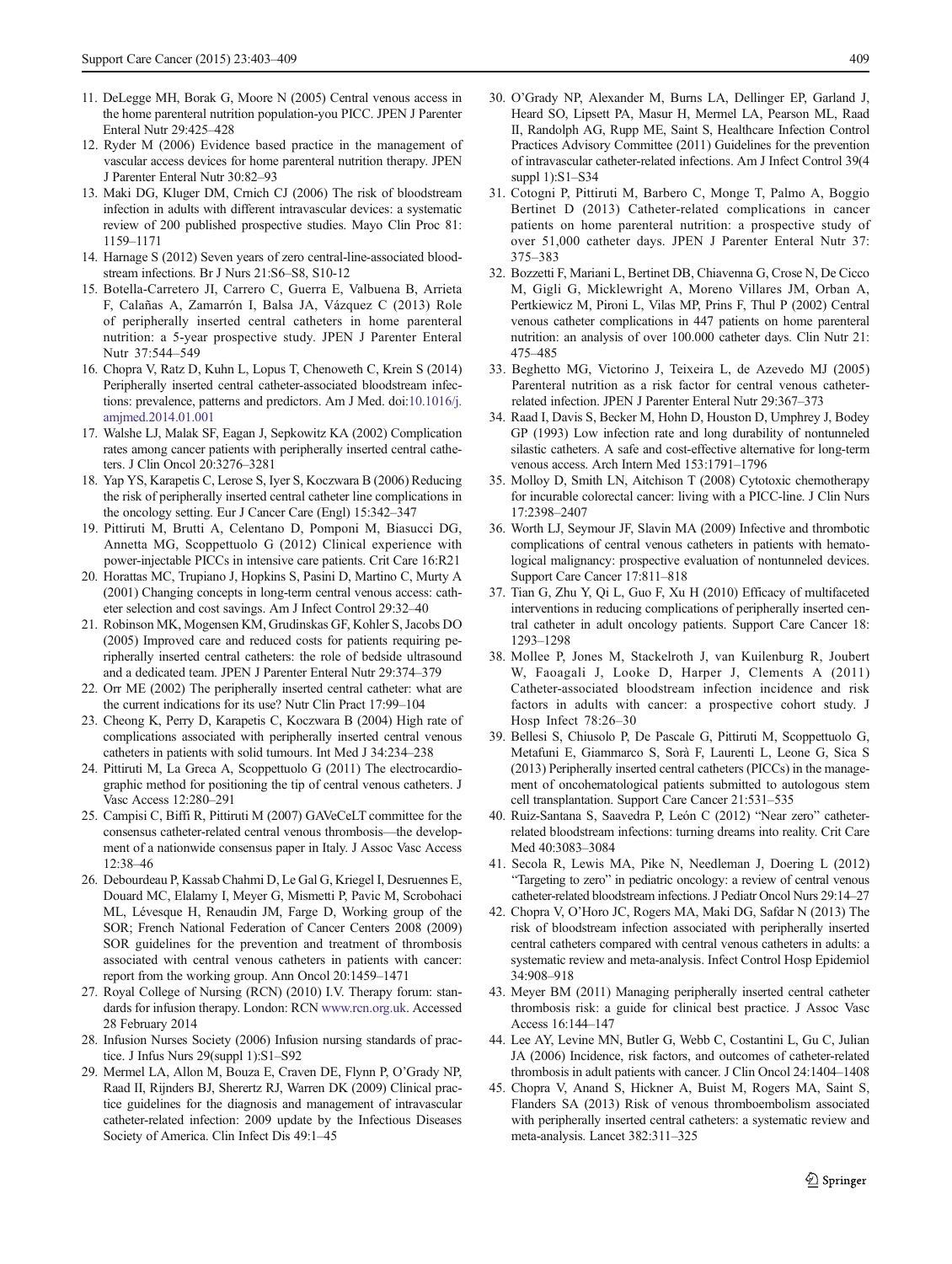11. DeLegge MH, Borak G, Moore N (2005) Central venous access in the home parenteral nutrition population-you PICC. JPEN J Parenter Enteral Nutr 29:425–428
12. Ryder M (2006) Evidence based practice in the management of vascular access devices for home parenteral nutrition therapy. JPEN J Parenter Enteral Nutr 30:82–93
13. Maki DG, Kluger DM, Crnich CJ (2006) The risk of bloodstream infection in adults with different intravascular devices: a systematic review of 200 published prospective studies. Mayo Clin Proc 81: 1159–1171
14. Harnage S (2012) Seven years of zero central-line-associated bloodstream infections. Br J Nurs 21:S6–S8, S10-12
15. Botella-Carretero JI, Carrero C, Guerra E, Valbuena B, Arrieta F, Calañas A, Zamarrón I, Balsa JA, Vázquez C (2013) Role of peripherally inserted central catheters in home parenteral nutrition: a 5-year prospective study. JPEN J Parenter Enteral Nutr 37:544–549
16. Chopra V, Ratz D, Kuhn L, Lopus T, Chenoweth C, Krein S (2014) Peripherally inserted central catheter-associated bloodstream infections: prevalence, patterns and predictors. Am J Med. doi:10.1016/j.amjmed.2014.01.001
17. Walshe LJ, Malak SF, Eagan J, Sepkowitz KA (2002) Complication rates among cancer patients with peripherally inserted central catheters. J Clin Oncol 20:3276–3281
18. Yap YS, Karapetis C, Lerose S, Iyer S, Koczwara B (2006) Reducing the risk of peripherally inserted central catheter line complications in the oncology setting. Eur J Cancer Care (Engl) 15:342–347
19. Pittiruti M, Brutti A, Celentano D, Pomponi M, Biasucci DG, Annetta MG, Scoppettuolo G (2012) Clinical experience with power-injectable PICCs in intensive care patients. Crit Care 16:R21
20. Horattas MC, Trupiano J, Hopkins S, Pasini D, Martino C, Murty A (2001) Changing concepts in long-term central venous access: catheter selection and cost savings. Am J Infect Control 29:32–40
21. Robinson MK, Mogensen KM, Grudinskas GF, Kohler S, Jacobs DO (2005) Improved care and reduced costs for patients requiring peripherally inserted central catheters: the role of bedside ultrasound and a dedicated team. JPEN J Parenter Enteral Nutr 29:374–379
22. Orr ME (2002) The peripherally inserted central catheter: what are the current indications for its use? Nutr Clin Pract 17:99–104
23. Cheong K, Perry D, Karapetis C, Koczwara B (2004) High rate of complications associated with peripherally inserted central venous catheters in patients with solid tumours. Int Med J 34:234–238
24. Pittiruti M, La Greca A, Scoppettuolo G (2011) The electrocardiographic method for positioning the tip of central venous catheters. J Vasc Access 12:280–291
25. Campisi C, Biffi R, Pittiruti M (2007) GAVeCeLT committee for the consensus catheter-related central venous thrombosis—the development of a nationwide consensus paper in Italy. J Assoc Vasc Access 12:38–46
26. Debourdeau P, Kassab Chahmi D, Le Gal G, Kriegel I, Desruennes E, Douard MC, Elalamy I, Meyer G, Mismetti P, Pavic M, Scrobohaci ML, Lévesque H, Renaudin JM, Farge D, Working group of the SOR; French National Federation of Cancer Centers 2008 (2009) SOR guidelines for the prevention and treatment of thrombosis associated with central venous catheters in patients with cancer: report from the working group. Ann Oncol 20:1459–1471
27. Royal College of Nursing (RCN) (2010) I.V. Therapy forum: standards for infusion therapy. London: RCN www.rcn.org.uk. Accessed 28 February 2014
28. Infusion Nurses Society (2006) Infusion nursing standards of practice. J Infus Nurs 29(suppl 1):S1–S92
29. Mermel LA, Allon M, Bouza E, Craven DE, Flynn P, O'Grady NP, Raad II, Rijnders BJ, Sherertz RJ, Warren DK (2009) Clinical practice guidelines for the diagnosis and management of intravascular catheter-related infection: 2009 update by the Infectious Diseases Society of America. Clin Infect Dis 49:1–45
30. O'Grady NP, Alexander M, Burns LA, Dellinger EP, Garland J, Heard SO, Lipsett PA, Masur H, Mermel LA, Pearson ML, Raad II, Randolph AG, Rupp ME, Saint S, Healthcare Infection Control Practices Advisory Committee (2011) Guidelines for the prevention of intravascular catheter-related infections. Am J Infect Control 39(4 suppl 1):S1–S34
31. Cotogni P, Pittiruti M, Barbero C, Monge T, Palmo A, Boggio Bertinet D (2013) Catheter-related complications in cancer patients on home parenteral nutrition: a prospective study of over 51,000 catheter days. JPEN J Parenter Enteral Nutr 37: 375–383
32. Bozzetti F, Mariani L, Bertinet DB, Chiavenna G, Crose N, De Cicco M, Gigli G, Micklewright A, Moreno Villares JM, Orban A, Pertkiewicz M, Pironi L, Vilas MP, Prins F, Thul P (2002) Central venous catheter complications in 447 patients on home parenteral nutrition: an analysis of over 100.000 catheter days. Clin Nutr 21: 475–485
33. Beghetto MG, Victorino J, Teixeira L, de Azevedo MJ (2005) Parenteral nutrition as a risk factor for central venous catheter-related infection. JPEN J Parenter Enteral Nutr 29:367–373
34. Raad I, Davis S, Becker M, Hohn D, Houston D, Umphrey J, Bodey GP (1993) Low infection rate and long durability of nontunneled silastic catheters. A safe and cost-effective alternative for long-term venous access. Arch Intern Med 153:1791–1796
35. Molloy D, Smith LN, Aitchison T (2008) Cytotoxic chemotherapy for incurable colorectal cancer: living with a PICC-line. J Clin Nurs 17:2398–2407
36. Worth LJ, Seymour JF, Slavin MA (2009) Infective and thrombotic complications of central venous catheters in patients with hematological malignancy: prospective evaluation of nontunneled devices. Support Care Cancer 17:811–818
37. Tian G, Zhu Y, Qi L, Guo F, Xu H (2010) Efficacy of multifaceted interventions in reducing complications of peripherally inserted central catheter in adult oncology patients. Support Care Cancer 18: 1293–1298
38. Mollee P, Jones M, Stackelroth J, van Kuilenburg R, Joubert W, Faoagali J, Looke D, Harper J, Clements A (2011) Catheter-associated bloodstream infection incidence and risk factors in adults with cancer: a prospective cohort study. J Hosp Infect 78:26–30
39. Bellesi S, Chiusolo P, De Pascale G, Pittiruti M, Scoppettuolo G, Metafuni E, Giammarco S, Sorà F, Laurenti L, Leone G, Sica S (2013) Peripherally inserted central catheters (PICCs) in the management of oncohematological patients submitted to autologous stem cell transplantation. Support Care Cancer 21:531–535
40. Ruiz-Santana S, Saavedra P, León C (2012) "Near zero" catheter-related bloodstream infections: turning dreams into reality. Crit Care Med 40:3083–3084
41. Secola R, Lewis MA, Pike N, Needleman J, Doering L (2012) "Targeting to zero" in pediatric oncology: a review of central venous catheter-related bloodstream infections. J Pediatr Oncol Nurs 29:14–27
42. Chopra V, O'Horo JC, Rogers MA, Maki DG, Safdar N (2013) The risk of bloodstream infection associated with peripherally inserted central catheters compared with central venous catheters in adults: a systematic review and meta-analysis. Infect Control Hosp Epidemiol 34:908–918
43. Meyer BM (2011) Managing peripherally inserted central catheter thrombosis risk: a guide for clinical best practice. J Assoc Vasc Access 16:144–147
44. Lee AY, Levine MN, Butler G, Webb C, Costantini L, Gu C, Julian JA (2006) Incidence, risk factors, and outcomes of catheter-related thrombosis in adult patients with cancer. J Clin Oncol 24:1404–1408
45. Chopra V, Anand S, Hickner A, Buist M, Rogers MA, Saint S, Flanders SA (2013) Risk of venous thromboembolism associated with peripherally inserted central catheters: a systematic review and meta-analysis. Lancet 382:311–325